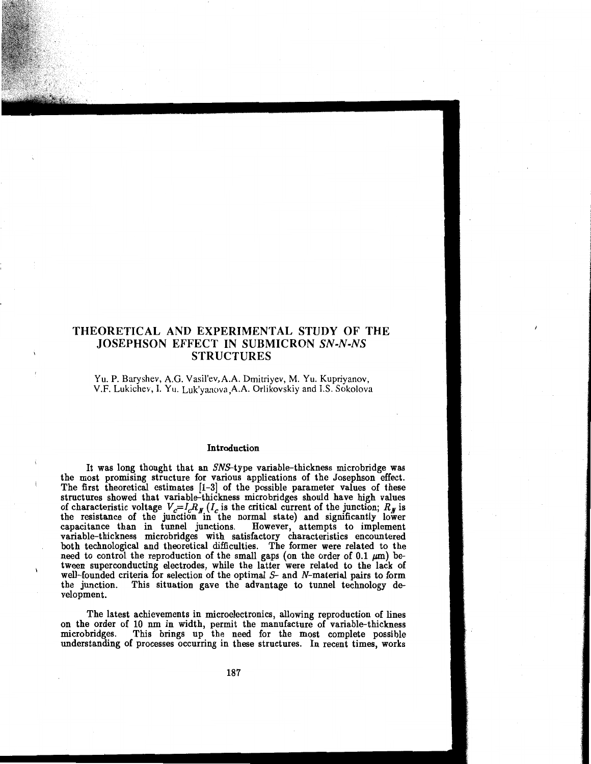# THEORETICAL AND EXPERIMENTAL STUDY OF THE JOSEPHSON EFFECT IN SUBMICRON *SN-N-NS* STRUCTURES

Yu. P. Baryshev, A.G. Vasil'ev, A.A. Dmitriyev, M. Yu. Kupriyanov, V.F. Lukichev, I. Yu. Luk'yanova, A.A. Orlikovskiy and I.S. Sokolova

## Introduction

It was long thought that an *SNS*-type variable-thickness microbridge was the most promising structure for various applications of the Josephson effect. The first theoretical estimates [1-3] of the possible parameter values of these structures showed that variable-thickness microbridges should have high values of characteristic voltage $V_c = I_c R_N$ ($I_c$ is the critical current of the junction; $R_N$ is the resistance of the junction in the normal state) and significantly lower capacitance than in tunnel junctions. However, attempts to implement variable-thickness microbridges with satisfactory characteristics encountered both technological and theoretical difficulties. The former were related to the need to control the reproduction of the small gaps (on the order of 0.1 $\mu$m) between superconducting electrodes, while the latter were related to the lack of well-founded criteria for selection of the optimal *S*- and *N*-material pairs to form the junction. This situation gave the advantage to tunnel technology development.

The latest achievements in microelectronics, allowing reproduction of lines on the order of 10 nm in width, permit the manufacture of variable-thickness microbridges. This brings up the need for the most complete possible understanding of processes occurring in these structures. In recent times, works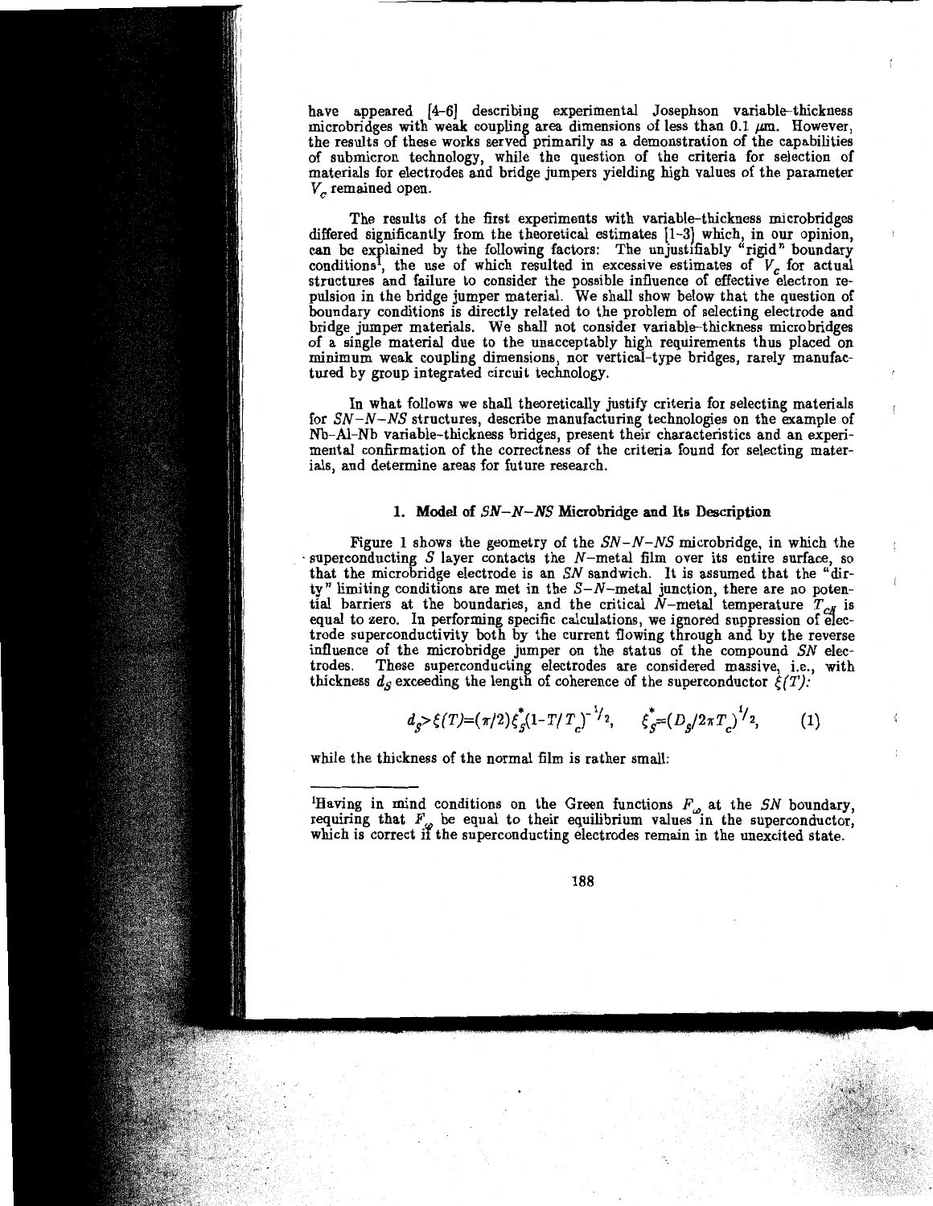have appeared [4-6] describing experimental Josephson variable-thickness microbridges with weak coupling area dimensions of less than 0.1 $\mu$m. However, the results of these works served primarily as a demonstration of the capabilities of submicron technology, while the question of the criteria for selection of materials for electrodes and bridge jumpers yielding high values of the parameter $V_c$ remained open.

The results of the first experiments with variable-thickness microbridges differed significantly from the theoretical estimates [1-3] which, in our opinion, can be explained by the following factors: The unjustifiably "rigid" boundary conditions[1], the use of which resulted in excessive estimates of $V_c$ for actual structures and failure to consider the possible influence of effective electron repulsion in the bridge jumper material. We shall show below that the question of boundary conditions is directly related to the problem of selecting electrode and bridge jumper materials. We shall not consider variable-thickness microbridges of a single material due to the unacceptably high requirements thus placed on minimum weak coupling dimensions, nor vertical-type bridges, rarely manufactured by group integrated circuit technology.

In what follows we shall theoretically justify criteria for selecting materials for *SN–N–NS* structures, describe manufacturing technologies on the example of Nb-Al-Nb variable-thickness bridges, present their characteristics and an experimental confirmation of the correctness of the criteria found for selecting materials, and determine areas for future research.

## 1. Model of *SN–N–NS* Microbridge and Its Description

Figure 1 shows the geometry of the *SN–N–NS* microbridge, in which the superconducting *S* layer contacts the *N*-metal film over its entire surface, so that the microbridge electrode is an *SN* sandwich. It is assumed that the "dirty" limiting conditions are met in the *S–N*-metal junction, there are no potential barriers at the boundaries, and the critical *N*-metal temperature $T_{cN}$ is equal to zero. In performing specific calculations, we ignored suppression of electrode superconductivity both by the current flowing through and by the reverse influence of the microbridge jumper on the status of the compound *SN* electrodes. These superconducting electrodes are considered massive, i.e., with thickness $d_S$ exceeding the length of coherence of the superconductor $\xi(T)$:

$$d_S > \xi(T) = (\pi/2)\xi_S^*(1-T/T_c)^{-1/2}, \qquad \xi_S^* = (D_S/2\pi T_c)^{1/2}, \tag{1}$$

while the thickness of the normal film is rather small:

---

[1] Having in mind conditions on the Green functions $F_\omega$ at the *SN* boundary, requiring that $F_\omega$ be equal to their equilibrium values in the superconductor, which is correct if the superconducting electrodes remain in the unexcited state.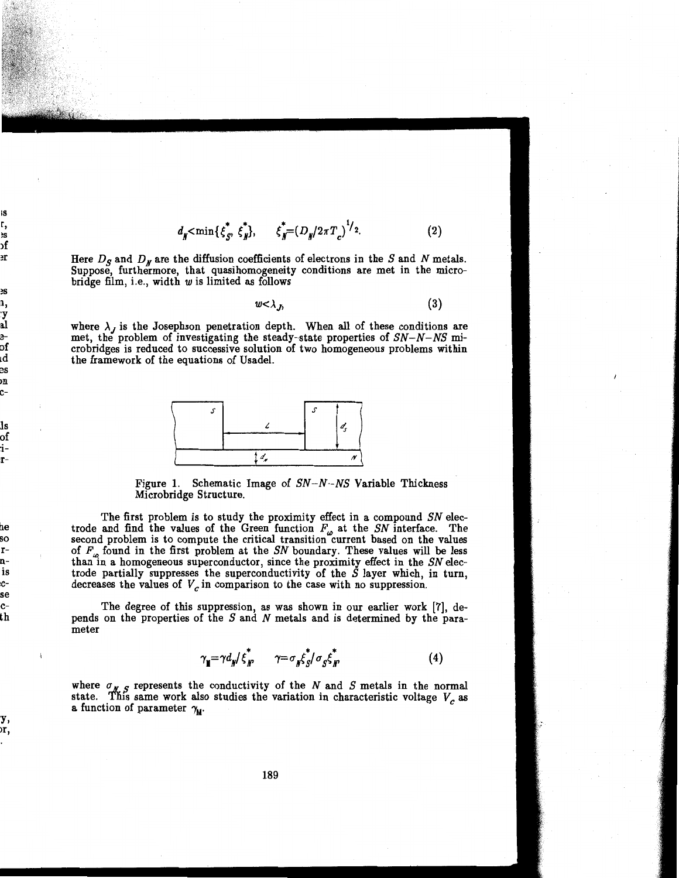$$d_N < \min\{\xi_S^*, \xi_N^*\}, \qquad \xi_N^* = (D_N/2\pi T_c)^{1/2}. \tag{2}$$

Here $D_S$ and $D_N$ are the diffusion coefficients of electrons in the $S$ and $N$ metals. Suppose, furthermore, that quasihomogeneity conditions are met in the microbridge film, i.e., width $w$ is limited as follows

$$w < \lambda_J, \tag{3}$$

where $\lambda_J$ is the Josephson penetration depth. When all of these conditions are met, the problem of investigating the steady-state properties of *SN–N–NS* microbridges is reduced to successive solution of two homogeneous problems within the framework of the equations of Usadel.

Figure 1. Schematic Image of *SN–N–NS* Variable Thickness Microbridge Structure.

The first problem is to study the proximity effect in a compound *SN* electrode and find the values of the Green function $F_\omega$ at the *SN* interface. The second problem is to compute the critical transition current based on the values of $F_\omega$ found in the first problem at the *SN* boundary. These values will be less than in a homogeneous superconductor, since the proximity effect in the *SN* electrode partially suppresses the superconductivity of the $S$ layer which, in turn, decreases the values of $V_c$ in comparison to the case with no suppression.

The degree of this suppression, as was shown in our earlier work [7], depends on the properties of the $S$ and $N$ metals and is determined by the parameter

$$\gamma_M = \gamma d_N / \xi_N^*, \qquad \gamma = \sigma_N \xi_S^* / \sigma_S \xi_N^*, \tag{4}$$

where $\sigma_{N,S}$ represents the conductivity of the $N$ and $S$ metals in the normal state. This same work also studies the variation in characteristic voltage $V_c$ as a function of parameter $\gamma_M$.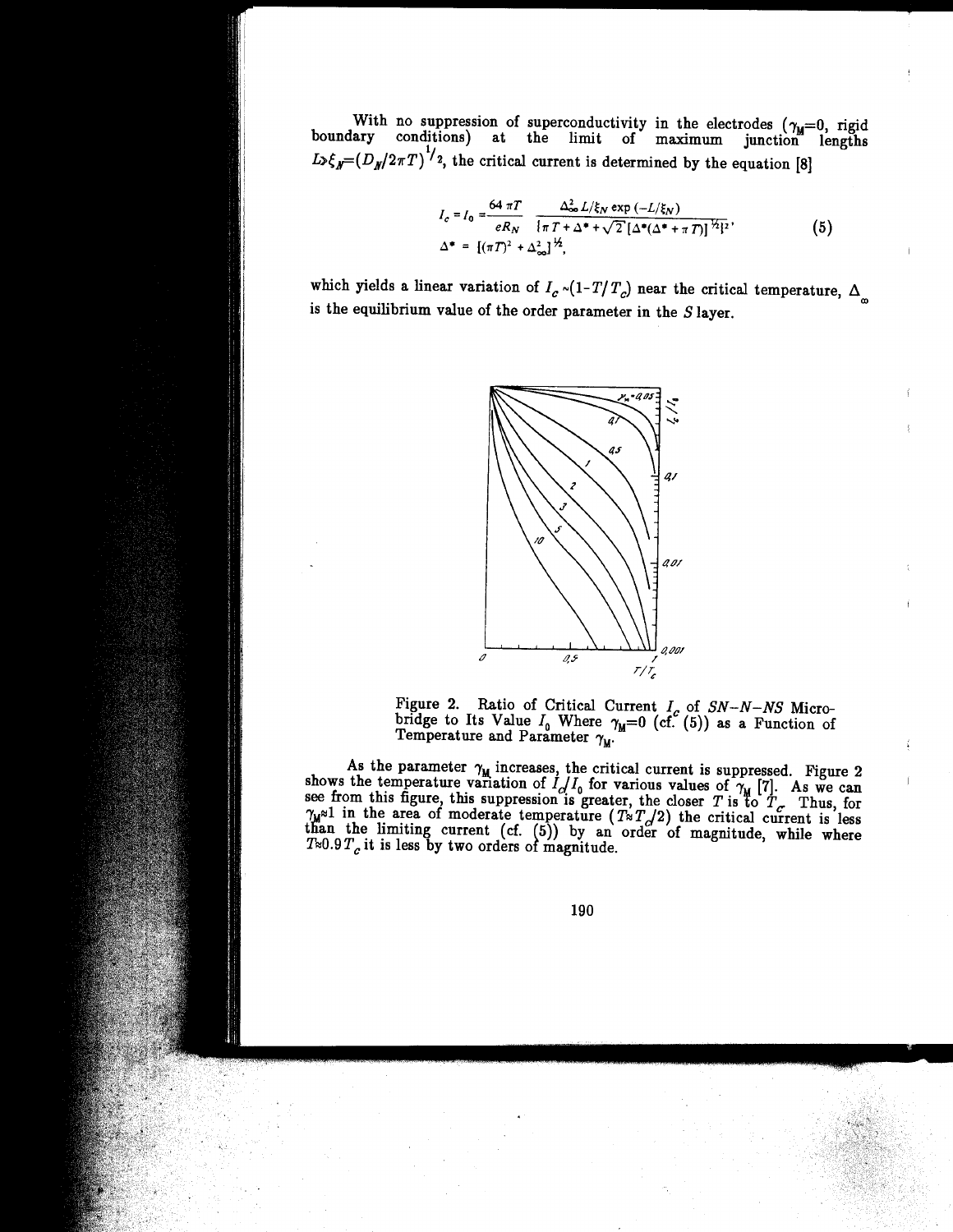With no suppression of superconductivity in the electrodes ($\gamma_M=0$, rigid boundary conditions) at the limit of maximum junction lengths $L \gg \xi_N=(D_N/2\pi T)^{1/2}$, the critical current is determined by the equation [8]

$$I_c = I_0 = \frac{64\,\pi T}{eR_N}\,\frac{\Delta_\infty^2 L/\xi_N \exp(-L/\xi_N)}{\{\pi T + \Delta^* + \sqrt{2}\,[\Delta^*(\Delta^* + \pi T)]^{1/2}\}^2},$$
$$\Delta^* = [(\pi T)^2 + \Delta_\infty^2]^{1/2}, \tag{5}$$

which yields a linear variation of $I_c \sim (1-T/T_c)$ near the critical temperature, $\Delta_\infty$ is the equilibrium value of the order parameter in the $S$ layer.

Figure 2. Ratio of Critical Current $I_c$ of $SN$–$N$–$NS$ Microbridge to Its Value $I_0$ Where $\gamma_M=0$ (cf. (5)) as a Function of Temperature and Parameter $\gamma_M$.

As the parameter $\gamma_M$ increases, the critical current is suppressed. Figure 2 shows the temperature variation of $I_c/I_0$ for various values of $\gamma_M$ [7]. As we can see from this figure, this suppression is greater, the closer $T$ is to $T_c$. Thus, for $\gamma_M \approx 1$ in the area of moderate temperature ($T \approx T_c/2$) the critical current is less than the limiting current (cf. (5)) by an order of magnitude, while where $T \approx 0.9\,T_c$ it is less by two orders of magnitude.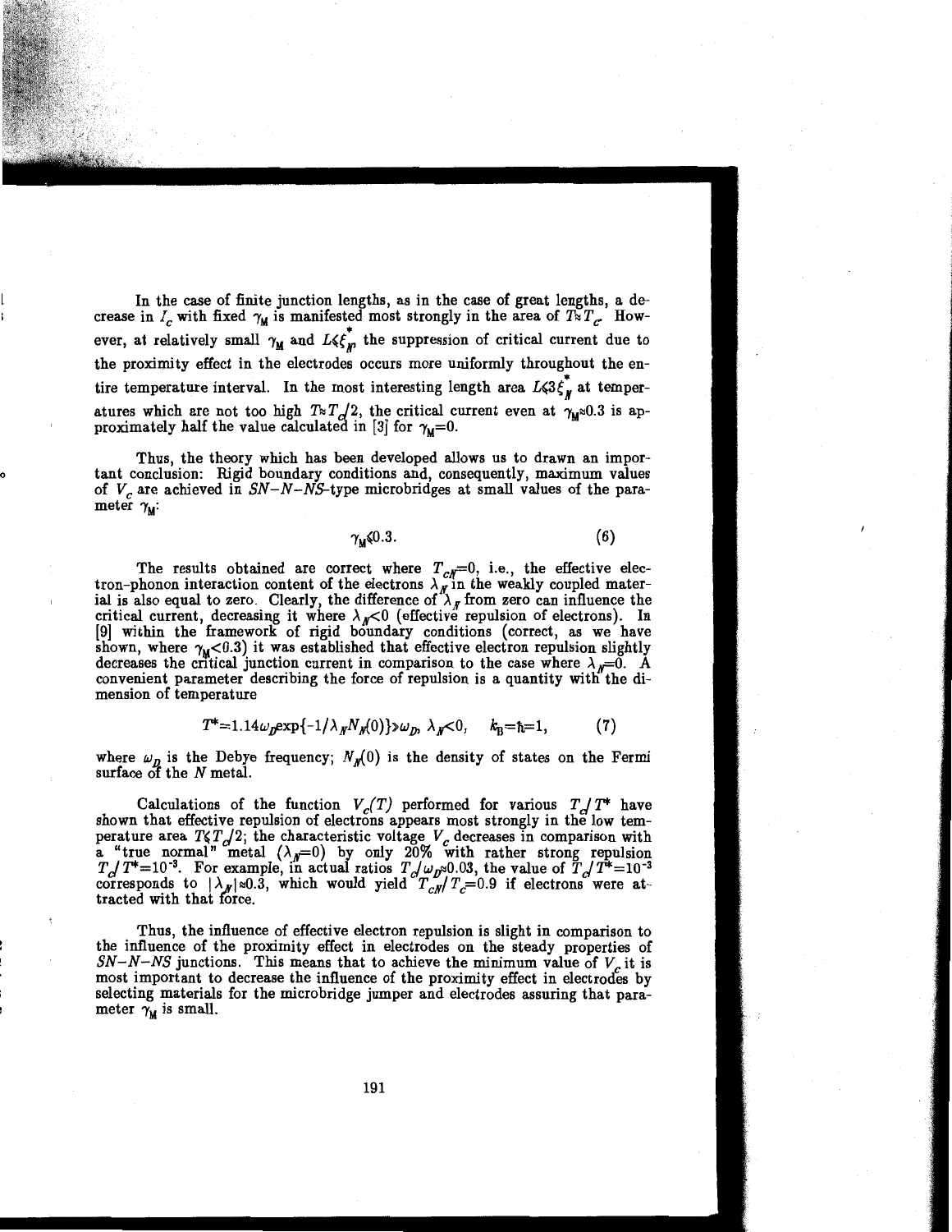In the case of finite junction lengths, as in the case of great lengths, a decrease in $I_c$ with fixed $\gamma_M$ is manifested most strongly in the area of $T \approx T_c$. However, at relatively small $\gamma_M$ and $L \leqslant \xi_N^*$, the suppression of critical current due to the proximity effect in the electrodes occurs more uniformly throughout the entire temperature interval. In the most interesting length area $L \leqslant 3\xi_N^*$ at temperatures which are not too high $T \approx T_c/2$, the critical current even at $\gamma_M \approx 0.3$ is approximately half the value calculated in [3] for $\gamma_M = 0$.

Thus, the theory which has been developed allows us to drawn an important conclusion: Rigid boundary conditions and, consequently, maximum values of $V_c$ are achieved in $SN$–$N$–$NS$-type microbridges at small values of the parameter $\gamma_M$:

$$\gamma_M \leqslant 0.3. \tag{6}$$

The results obtained are correct where $T_{cN} = 0$, i.e., the effective electron-phonon interaction content of the electrons $\lambda_N$ in the weakly coupled material is also equal to zero. Clearly, the difference of $\lambda_N$ from zero can influence the critical current, decreasing it where $\lambda_N < 0$ (effective repulsion of electrons). In [9] within the framework of rigid boundary conditions (correct, as we have shown, where $\gamma_M < 0.3$) it was established that effective electron repulsion slightly decreases the critical junction current in comparison to the case where $\lambda_N = 0$. A convenient parameter describing the force of repulsion is a quantity with the dimension of temperature

$$T^* = 1.14\omega_D \exp\{-1/\lambda_N N_N(0)\} \gg \omega_D, \ \lambda_N < 0, \quad k_B = \hbar = 1, \tag{7}$$

where $\omega_D$ is the Debye frequency; $N_N(0)$ is the density of states on the Fermi surface of the $N$ metal.

Calculations of the function $V_c(T)$ performed for various $T_c/T^*$ have shown that effective repulsion of electrons appears most strongly in the low temperature area $T \leqslant T_c/2$; the characteristic voltage $V_c$ decreases in comparison with a "true normal" metal ($\lambda_N = 0$) by only 20% with rather strong repulsion $T_c/T^* = 10^{-3}$. For example, in actual ratios $T_c/\omega_D \approx 0.03$, the value of $T_c/T^* = 10^{-3}$ corresponds to $|\lambda_N| \approx 0.3$, which would yield $T_{cN}/T_c = 0.9$ if electrons were attracted with that force.

Thus, the influence of effective electron repulsion is slight in comparison to the influence of the proximity effect in electrodes on the steady properties of $SN$–$N$–$NS$ junctions. This means that to achieve the minimum value of $V_c$ it is most important to decrease the influence of the proximity effect in electrodes by selecting materials for the microbridge jumper and electrodes assuring that parameter $\gamma_M$ is small.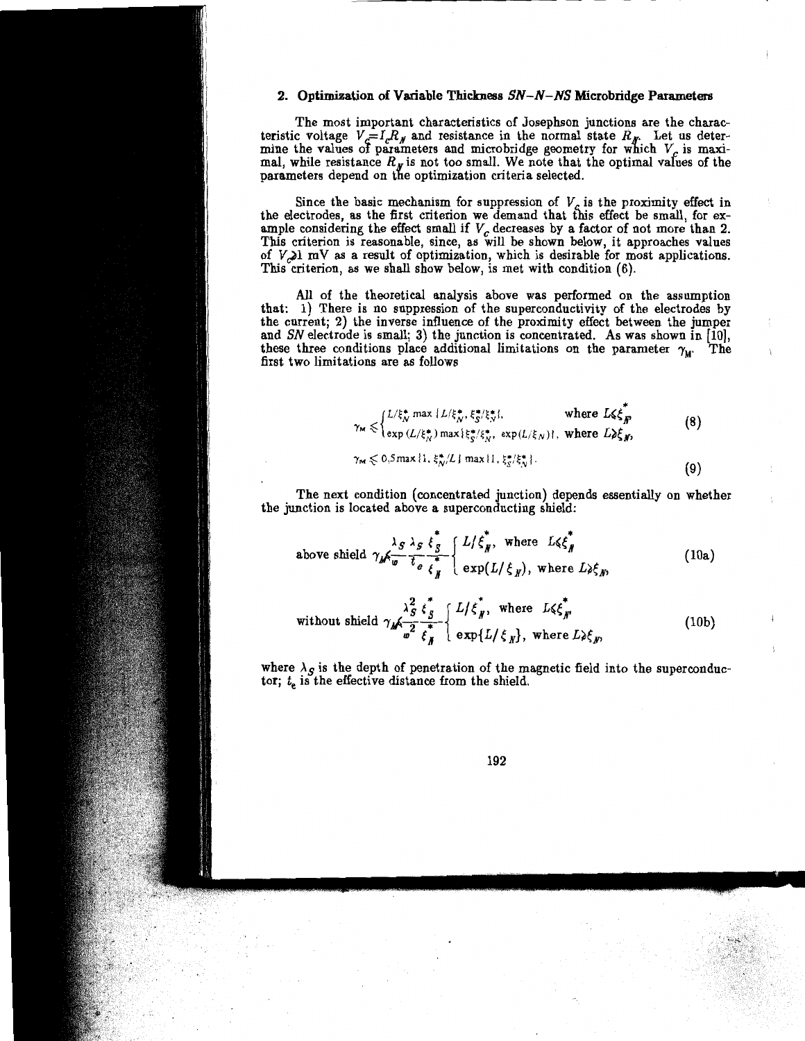## 2. Optimization of Variable Thickness $SN$–$N$–$NS$ Microbridge Parameters

The most important characteristics of Josephson junctions are the characteristic voltage $V_c = I_c R_N$ and resistance in the normal state $R_N$. Let us determine the values of parameters and microbridge geometry for which $V_c$ is maximal, while resistance $R_N$ is not too small. We note that the optimal values of the parameters depend on the optimization criteria selected.

Since the basic mechanism for suppression of $V_c$ is the proximity effect in the electrodes, as the first criterion we demand that this effect be small, for example considering the effect small if $V_c$ decreases by a factor of not more than 2. This criterion is reasonable, since, as will be shown below, it approaches values of $V_c \gtrsim 1$ mV as a result of optimization, which is desirable for most applications. This criterion, as we shall show below, is met with condition (6).

All of the theoretical analysis above was performed on the assumption that: 1) There is no suppression of the superconductivity of the electrodes by the current; 2) the inverse influence of the proximity effect between the jumper and $SN$ electrode is small; 3) the junction is concentrated. As was shown in [10], these three conditions place additional limitations on the parameter $\gamma_M$. The first two limitations are as follows

$$\gamma_M \leqslant \begin{cases} L/\xi_N^* \max\{L/\xi_N^*, \xi_S^*/\xi_N^*\}, & \text{where } L \leqslant \xi_N^* \\ \exp(L/\xi_N^*) \max\{\xi_S^*/\xi_N^*, \exp(L/\xi_N)\}, & \text{where } L \gg \xi_N, \end{cases} \tag{8}$$

$$\gamma_M \leqslant 0.5 \max\{1, \xi_N^*/L\} \max\{1, \xi_S^*/\xi_N^*\}. \tag{9}$$

The next condition (concentrated junction) depends essentially on whether the junction is located above a superconducting shield:

$$\text{above shield } \gamma_M \leqslant \frac{\lambda_S}{w} \frac{\lambda_S}{t_e} \frac{\xi_S^*}{\xi_N^*} \begin{cases} L/\xi_N^*, & \text{where } L \leqslant \xi_N^* \\ \exp(L/\xi_N), & \text{where } L \gg \xi_N, \end{cases} \tag{10a}$$

$$\text{without shield } \gamma_M \leqslant \frac{\lambda_S^2}{w^2} \frac{\xi_S^*}{\xi_N^*} \begin{cases} L/\xi_N^*, & \text{where } L \leqslant \xi_N^* \\ \exp\{L/\xi_N\}, & \text{where } L \gg \xi_N, \end{cases} \tag{10b}$$

where $\lambda_S$ is the depth of penetration of the magnetic field into the superconductor; $t_e$ is the effective distance from the shield.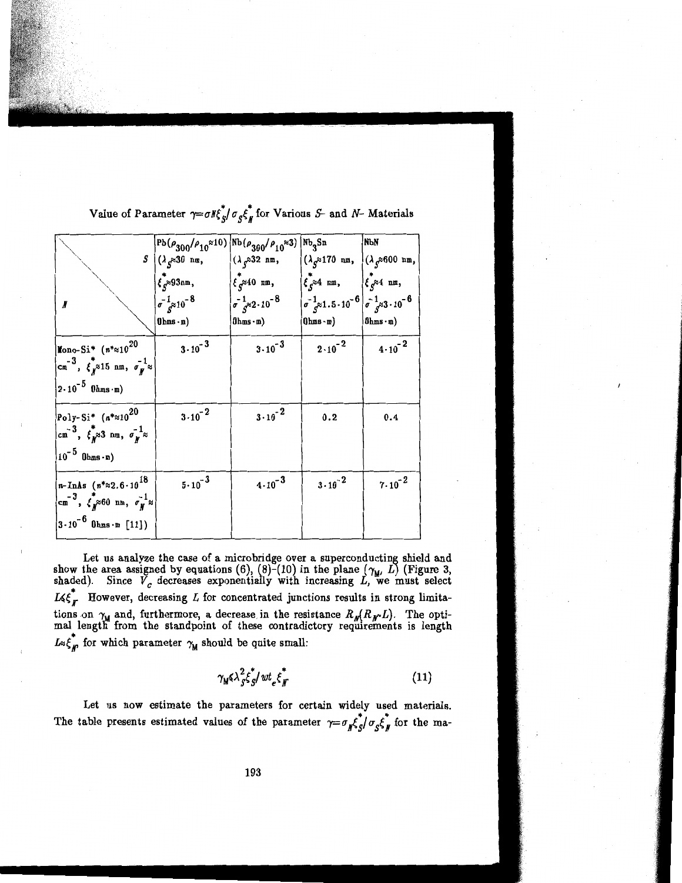Value of Parameter $\gamma = \sigma_N \xi_S^* / \sigma_S \xi_N^*$ for Various $S$- and $N$- Materials

| $S$ / $N$ | $Pb(\rho_{300}/\rho_{10} \approx 10)$ ($\lambda_S \approx 30$ nm, $\xi_S^* \approx 93$nm, $\sigma_S^{-1} \approx 10^{-8}$ Ohms·m) | $Nb(\rho_{300}/\rho_{10} \approx 3)$ ($\lambda_S \approx 32$ nm, $\xi_S^* \approx 40$ nm, $\sigma_S^{-1} \approx 2 \cdot 10^{-8}$ Ohms·m) | $Nb_3Sn$ ($\lambda_S \approx 170$ nm, $\xi_S^* \approx 4$ nm, $\sigma_S^{-1} \approx 1.5 \cdot 10^{-6}$ Ohms·m) | NbN ($\lambda_S \approx 600$ nm, $\xi_S^* \approx 4$ nm, $\sigma_S^{-1} \approx 3 \cdot 10^{-6}$ Ohms·m) |
|---|---|---|---|---|
| Mono-Si* ($n^* \approx 10^{20}$ cm$^{-3}$, $\xi_N^* \approx 15$ nm, $\sigma_N^{-1} \approx 2 \cdot 10^{-5}$ Ohms·m) | $3 \cdot 10^{-3}$ | $3 \cdot 10^{-3}$ | $2 \cdot 10^{-2}$ | $4 \cdot 10^{-2}$ |
| Poly-Si* ($n^* \approx 10^{20}$ cm$^{-3}$, $\xi_N^* \approx 3$ nm, $\sigma_N^{-1} \approx 10^{-5}$ Ohms·m) | $3 \cdot 10^{-2}$ | $3 \cdot 10^{-2}$ | 0.2 | 0.4 |
| n-InAs ($n^* \approx 2.6 \cdot 10^{18}$ cm$^{-3}$, $\xi_N^* \approx 60$ nm, $\sigma_N^{-1} \approx 3 \cdot 10^{-6}$ Ohms·m [11]) | $5 \cdot 10^{-3}$ | $4 \cdot 10^{-3}$ | $3 \cdot 10^{-2}$ | $7 \cdot 10^{-2}$ |

Let us analyze the case of a microbridge over a superconducting shield and show the area assigned by equations (6), (8)-(10) in the plane $(\gamma_M, L)$ (Figure 3, shaded). Since $V_c$ decreases exponentially with increasing $L$, we must select $L \leqslant \xi_N^*$. However, decreasing $L$ for concentrated junctions results in strong limitations on $\gamma_M$ and, furthermore, a decrease in the resistance $R_N (R_N \sim L)$. The optimal length from the standpoint of these contradictory requirements is length $L \approx \xi_N^*$, for which parameter $\gamma_M$ should be quite small:

$$\gamma_M \ll \lambda_S^2 \xi_S^* / w t_e \xi_N^* \tag{11}$$

Let us now estimate the parameters for certain widely used materials. The table presents estimated values of the parameter $\gamma = \sigma_N \xi_S^* / \sigma_S \xi_N^*$ for the ma-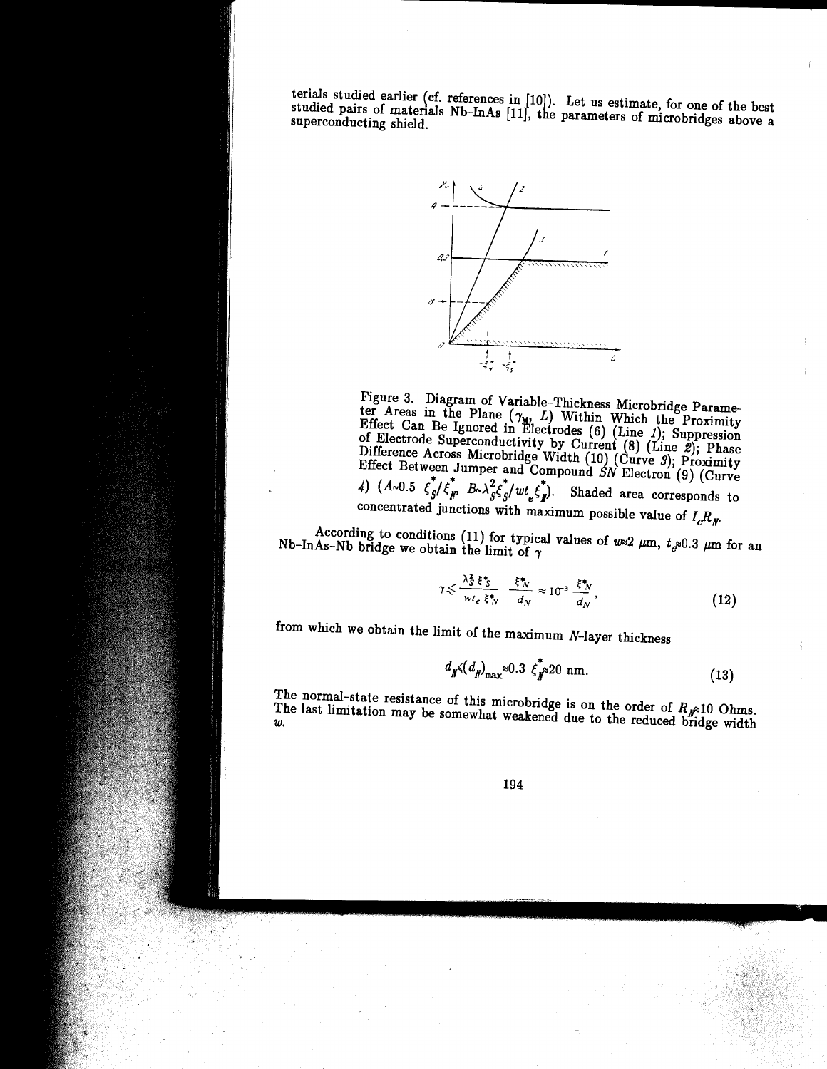terials studied earlier (cf. references in [10]). Let us estimate, for one of the best studied pairs of materials Nb–InAs [11], the parameters of microbridges above a superconducting shield.

Figure 3. Diagram of Variable-Thickness Microbridge Parameter Areas in the Plane ($\gamma_M$, $L$) Within Which the Proximity Effect Can Be Ignored in Electrodes (6) (Line 1); Suppression of Electrode Superconductivity by Current (8) (Line 2); Phase Difference Across Microbridge Width (10) (Curve 3); Proximity Effect Between Jumper and Compound SN Electron (9) (Curve 4) ($A \sim 0.5\ \xi_S^*/\xi_N^*$, $B \sim \lambda_S^2 \xi_S^*/w t_e \xi_N^*$). Shaded area corresponds to concentrated junctions with maximum possible value of $I_c R_N$.

According to conditions (11) for typical values of $w \approx 2\ \mu m$, $t_e \approx 0.3\ \mu m$ for an Nb–InAs–Nb bridge we obtain the limit of $\gamma$

$$\gamma \lesssim \frac{\lambda_S^2\, \xi_S^*}{w t_e\, \xi_N^*} \quad \frac{\xi_N^*}{d_N} \approx 10^{-3}\, \frac{\xi_N^*}{d_N}, \tag{12}$$

from which we obtain the limit of the maximum $N$-layer thickness

$$d_N \lesssim (d_N)_{max} \approx 0.3\ \xi_N^* \approx 20 \text{ nm}. \tag{13}$$

The normal-state resistance of this microbridge is on the order of $R_N \approx 10$ Ohms. The last limitation may be somewhat weakened due to the reduced bridge width $w$.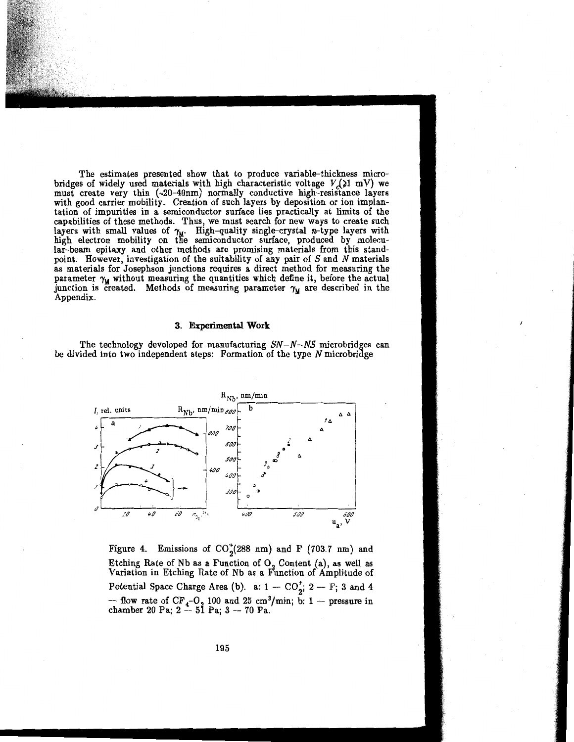The estimates presented show that to produce variable-thickness microbridges of widely used materials with high characteristic voltage $V_c$($\geqslant$1 mV) we must create very thin (~20–40nm) normally conductive high-resistance layers with good carrier mobility. Creation of such layers by deposition or ion implantation of impurities in a semiconductor surface lies practically at limits of the capabilities of these methods. Thus, we must search for new ways to create such layers with small values of $\gamma_M$. High-quality single-crystal *n*-type layers with high electron mobility on the semiconductor surface, produced by molecular-beam epitaxy and other methods are promising materials from this standpoint. However, investigation of the suitability of any pair of *S* and *N* materials as materials for Josephson junctions requires a direct method for measuring the parameter $\gamma_M$ without measuring the quantities which define it, before the actual junction is created. Methods of measuring parameter $\gamma_M$ are described in the Appendix.

## 3. Experimental Work

The technology developed for manufacturing *SN–N–NS* microbridges can be divided into two independent steps: Formation of the type *N* microbridge

Figure 4. Emissions of $CO_2^+$(288 nm) and F (703.7 nm) and Etching Rate of Nb as a Function of $O_2$ Content (a), as well as Variation in Etching Rate of Nb as a Function of Amplitude of Potential Space Charge Area (b). a: 1 — $CO_2^+$; 2 — F; 3 and 4 — flow rate of $CF_4$-$O_2$ 100 and 25 cm³/min; b: 1 — pressure in chamber 20 Pa; 2 — 51 Pa; 3 — 70 Pa.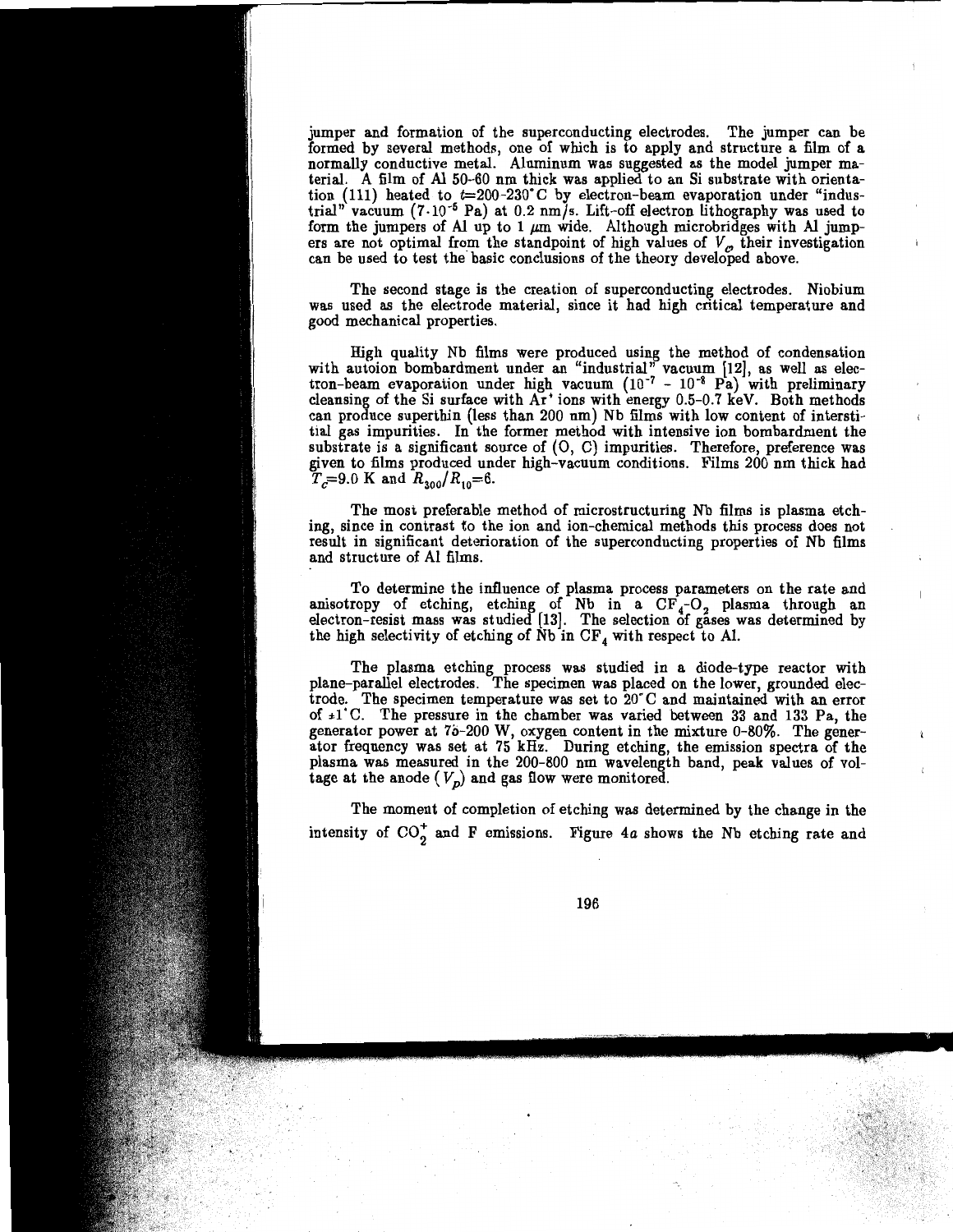jumper and formation of the superconducting electrodes. The jumper can be formed by several methods, one of which is to apply and structure a film of a normally conductive metal. Aluminum was suggested as the model jumper material. A film of Al 50-60 nm thick was applied to an Si substrate with orientation (111) heated to $t$=200-230°C by electron-beam evaporation under "industrial" vacuum ($7 \cdot 10^{-5}$ Pa) at 0.2 nm/s. Lift-off electron lithography was used to form the jumpers of Al up to 1 $\mu$m wide. Although microbridges with Al jumpers are not optimal from the standpoint of high values of $V_c$, their investigation can be used to test the basic conclusions of the theory developed above.

The second stage is the creation of superconducting electrodes. Niobium was used as the electrode material, since it had high critical temperature and good mechanical properties.

High quality Nb films were produced using the method of condensation with autoion bombardment under an "industrial" vacuum [12], as well as electron-beam evaporation under high vacuum ($10^{-7}$ - $10^{-8}$ Pa) with preliminary cleansing of the Si surface with $Ar^+$ ions with energy 0.5-0.7 keV. Both methods can produce superthin (less than 200 nm) Nb films with low content of interstitial gas impurities. In the former method with intensive ion bombardment the substrate is a significant source of (O, C) impurities. Therefore, preference was given to films produced under high-vacuum conditions. Films 200 nm thick had $T_c$=9.0 K and $R_{300}/R_{10}$=6.

The most preferable method of microstructuring Nb films is plasma etching, since in contrast to the ion and ion-chemical methods this process does not result in significant deterioration of the superconducting properties of Nb films and structure of Al films.

To determine the influence of plasma process parameters on the rate and anisotropy of etching, etching of Nb in a $CF_4$-$O_2$ plasma through an electron-resist mass was studied [13]. The selection of gases was determined by the high selectivity of etching of Nb in $CF_4$ with respect to Al.

The plasma etching process was studied in a diode-type reactor with plane-parallel electrodes. The specimen was placed on the lower, grounded electrode. The specimen temperature was set to 20°C and maintained with an error of ±1°C. The pressure in the chamber was varied between 33 and 133 Pa, the generator power at 75-200 W, oxygen content in the mixture 0-80%. The generator frequency was set at 75 kHz. During etching, the emission spectra of the plasma was measured in the 200-800 nm wavelength band, peak values of voltage at the anode ($V_p$) and gas flow were monitored.

The moment of completion of etching was determined by the change in the intensity of $CO_2^+$ and F emissions. Figure 4*a* shows the Nb etching rate and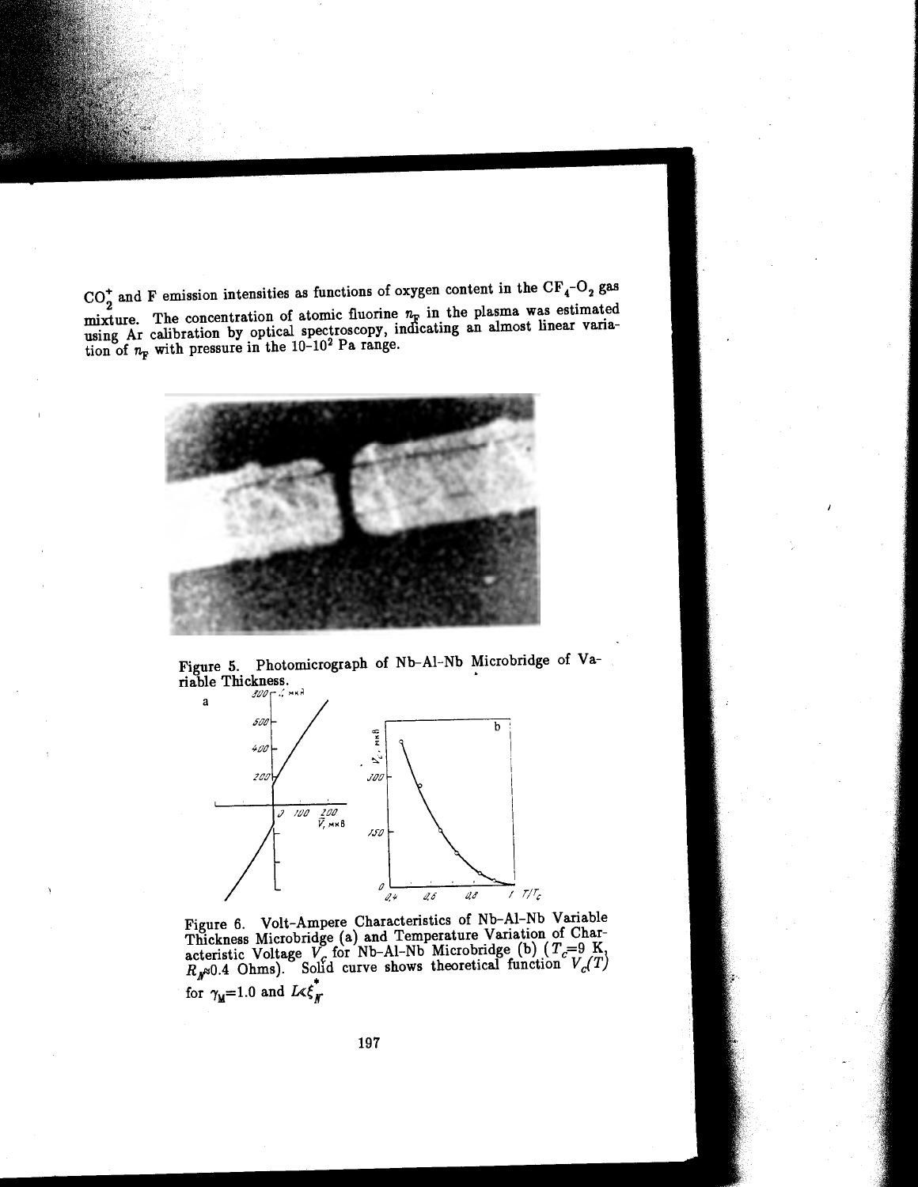$CO_2^+$ and F emission intensities as functions of oxygen content in the $CF_4$-$O_2$ gas mixture. The concentration of atomic fluorine $n_F$ in the plasma was estimated using Ar calibration by optical spectroscopy, indicating an almost linear variation of $n_F$ with pressure in the 10-$10^2$ Pa range.

Figure 5. Photomicrograph of Nb-Al-Nb Microbridge of Variable Thickness.

Figure 6. Volt-Ampere Characteristics of Nb-Al-Nb Variable Thickness Microbridge (a) and Temperature Variation of Characteristic Voltage $V_c$ for Nb-Al-Nb Microbridge (b) ($T_c$=9 K, $R_N$≈0.4 Ohms). Solid curve shows theoretical function $V_c(T)$ for $\gamma_M$=1.0 and $L \ll \xi_N^*$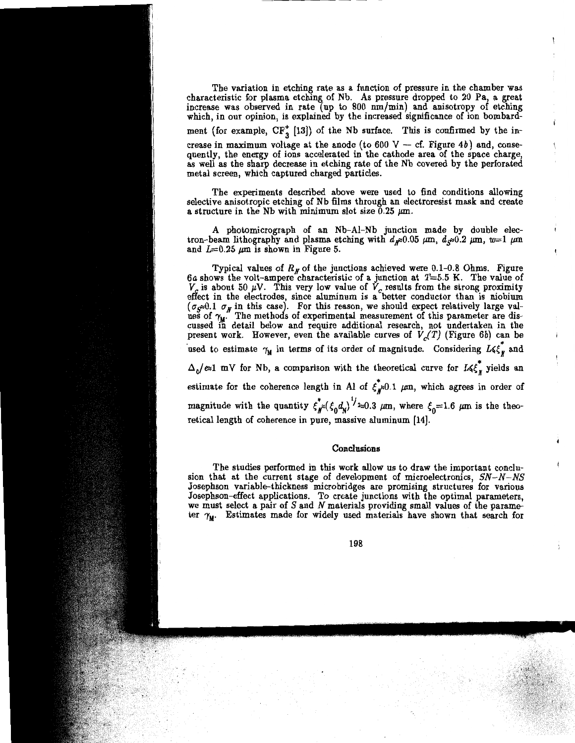The variation in etching rate as a function of pressure in the chamber was characteristic for plasma etching of Nb. As pressure dropped to 20 Pa, a great increase was observed in rate (up to 800 nm/min) and anisotropy of etching which, in our opinion, is explained by the increased significance of ion bombardment (for example, $CF_3^+$ [13]) of the Nb surface. This is confirmed by the increase in maximum voltage at the anode (to 600 V — cf. Figure 4*b*) and, consequently, the energy of ions accelerated in the cathode area of the space charge, as well as the sharp decrease in etching rate of the Nb covered by the perforated metal screen, which captured charged particles.

The experiments described above were used to find conditions allowing selective anisotropic etching of Nb films through an electroresist mask and create a structure in the Nb with minimum slot size 0.25 $\mu$m.

A photomicrograph of an Nb–Al–Nb junction made by double electron-beam lithography and plasma etching with $d_N \approx 0.05$ $\mu$m, $d_S \approx 0.2$ $\mu$m, $w = 1$ $\mu$m and $L = 0.25$ $\mu$m is shown in Figure 5.

Typical values of $R_N$ of the junctions achieved were 0.1–0.8 Ohms. Figure 6*a* shows the volt-ampere characteristic of a junction at $T = 5.5$ K. The value of $V_c$ is about 50 $\mu$V. This very low value of $V_c$ results from the strong proximity effect in the electrodes, since aluminum is a better conductor than is niobium ($\sigma_S \approx 0.1\ \sigma_N$ in this case). For this reason, we should expect relatively large values of $\gamma_M$. The methods of experimental measurement of this parameter are discussed in detail below and require additional research, not undertaken in the present work. However, even the available curves of $V_c(T)$ (Figure 6*b*) can be used to estimate $\gamma_M$ in terms of its order of magnitude. Considering $L \leqslant \xi_N^*$ and $\Delta_0/e \approx 1$ mV for Nb, a comparison with the theoretical curve for $L \leqslant \xi_N^*$ yields an estimate for the coherence length in Al of $\xi_N^* \approx 0.1$ $\mu$m, which agrees in order of magnitude with the quantity $\xi_N^* \approx (\xi_0 d_N)^{1/2} \approx 0.3$ $\mu$m, where $\xi_0 = 1.6$ $\mu$m is the theoretical length of coherence in pure, massive aluminum [14].

## Conclusions

The studies performed in this work allow us to draw the important conclusion that at the current stage of development of microelectronics, *SN–N–NS* Josephson variable-thickness microbridges are promising structures for various Josephson-effect applications. To create junctions with the optimal parameters, we must select a pair of *S* and *N* materials providing small values of the parameter $\gamma_M$. Estimates made for widely used materials have shown that search for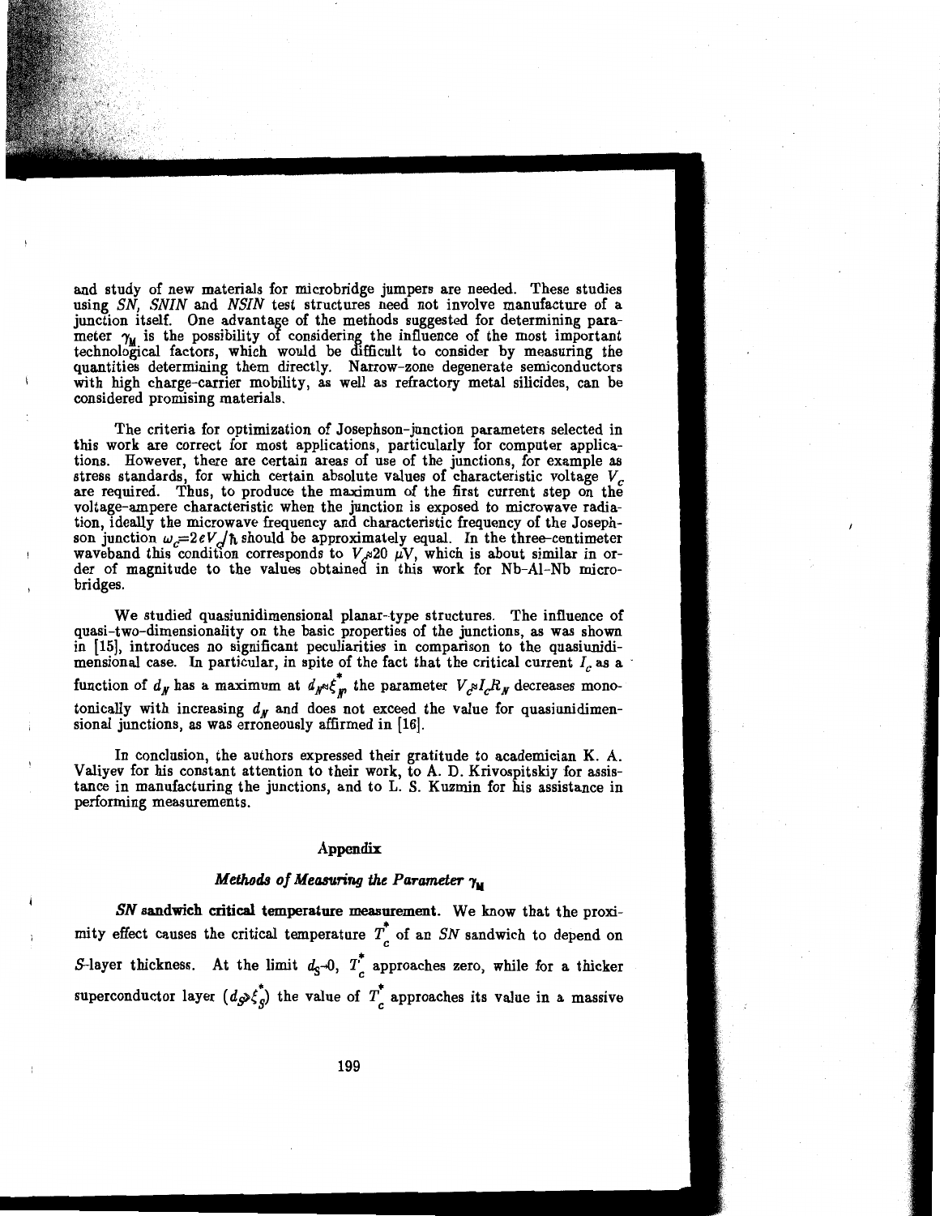and study of new materials for microbridge jumpers are needed. These studies using *SN*, *SNIN* and *NSIN* test structures need not involve manufacture of a junction itself. One advantage of the methods suggested for determining parameter $\gamma_M$ is the possibility of considering the influence of the most important technological factors, which would be difficult to consider by measuring the quantities determining them directly. Narrow-zone degenerate semiconductors with high charge-carrier mobility, as well as refractory metal silicides, can be considered promising materials.

The criteria for optimization of Josephson-junction parameters selected in this work are correct for most applications, particularly for computer applications. However, there are certain areas of use of the junctions, for example as stress standards, for which certain absolute values of characteristic voltage $V_c$ are required. Thus, to produce the maximum of the first current step on the voltage-ampere characteristic when the junction is exposed to microwave radiation, ideally the microwave frequency and characteristic frequency of the Josephson junction $\omega_c = 2eV_c/\hbar$ should be approximately equal. In the three-centimeter waveband this condition corresponds to $V_c \approx 20$ μV, which is about similar in order of magnitude to the values obtained in this work for Nb-Al-Nb microbridges.

We studied quasiunidimensional planar-type structures. The influence of quasi-two-dimensionality on the basic properties of the junctions, as was shown in [15], introduces no significant peculiarities in comparison to the quasiunidimensional case. In particular, in spite of the fact that the critical current $I_c$ as a function of $d_N$ has a maximum at $d_N \approx \xi^*_N$, the parameter $V_c \approx I_c R_N$ decreases monotonically with increasing $d_N$ and does not exceed the value for quasiunidimensional junctions, as was erroneously affirmed in [16].

In conclusion, the authors expressed their gratitude to academician K. A. Valiyev for his constant attention to their work, to A. D. Krivospitskiy for assistance in manufacturing the junctions, and to L. S. Kuzmin for his assistance in performing measurements.

## Appendix

### *Methods of Measuring the Parameter $\gamma_M$*

**SN sandwich critical temperature measurement.** We know that the proximity effect causes the critical temperature $T^*_c$ of an *SN* sandwich to depend on *S*-layer thickness. At the limit $d_S \to 0$, $T^*_c$ approaches zero, while for a thicker superconductor layer $(d_S \gg \xi^*_S)$ the value of $T^*_c$ approaches its value in a massive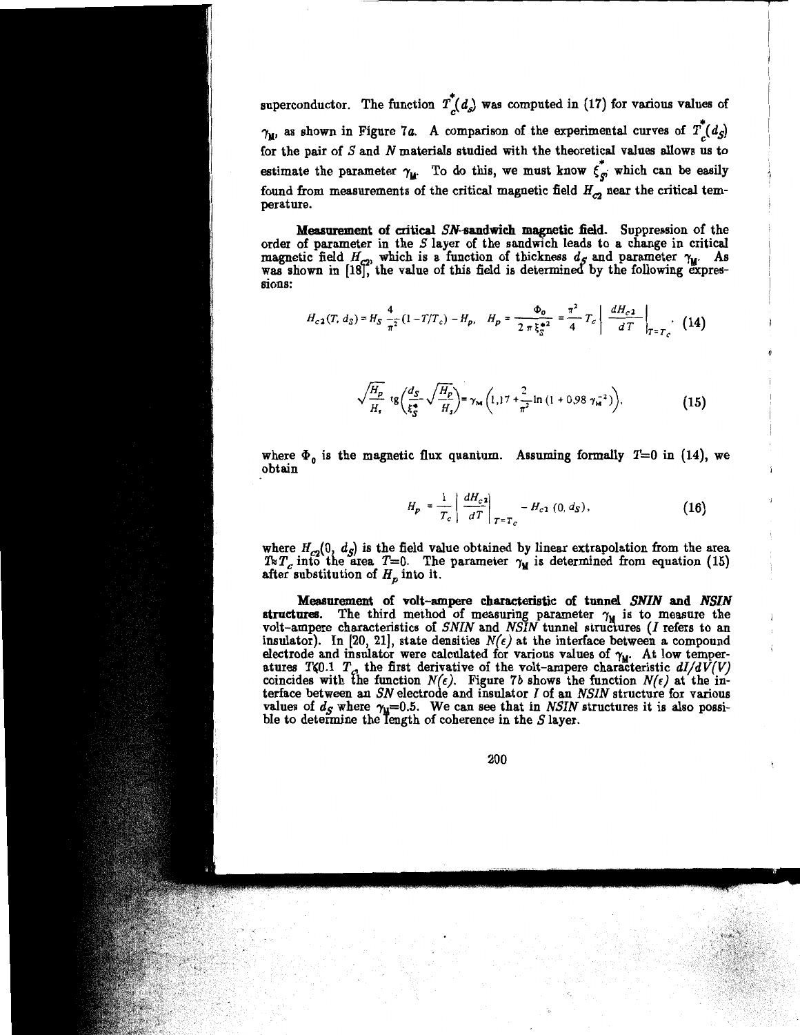superconductor. The function $T_c^*(d_S)$ was computed in (17) for various values of $\gamma_M$, as shown in Figure 7*a*. A comparison of the experimental curves of $T_c^*(d_S)$ for the pair of $S$ and $N$ materials studied with the theoretical values allows us to estimate the parameter $\gamma_M$. To do this, we must know $\xi_S^*$, which can be easily found from measurements of the critical magnetic field $H_{c2}$ near the critical temperature.

**Measurement of critical *SN*-sandwich magnetic field.** Suppression of the order of parameter in the $S$ layer of the sandwich leads to a change in critical magnetic field $H_{c2}$, which is a function of thickness $d_S$ and parameter $\gamma_M$. As was shown in [18], the value of this field is determined by the following expressions:

$$H_{c2}(T, d_S) = H_S \frac{4}{\pi^2}(1 - T/T_c) - H_p, \quad H_p = \frac{\Phi_0}{2\pi\xi_S^{*2}} = \frac{\pi^2}{4} T_c \left| \frac{dH_{c2}}{dT} \right|_{T=T_c}, \tag{14}$$

$$\sqrt{\frac{H_p}{H_s}}\ \mathrm{tg}\left(\frac{d_S}{\xi_S^*}\sqrt{\frac{H_p}{H_s}}\right) = \gamma_M\left(1{,}17 + \frac{2}{\pi^2}\ln\left(1 + 0{,}98\,\gamma_M^{-2}\right)\right), \tag{15}$$

where $\Phi_0$ is the magnetic flux quantum. Assuming formally $T=0$ in (14), we obtain

$$H_p = \frac{1}{T_c}\left| \frac{dH_{c2}}{dT} \right|_{T=T_c} - H_{c2}(0, d_S), \tag{16}$$

where $H_{c2}(0, d_S)$ is the field value obtained by linear extrapolation from the area $T \approx T_c$ into the area $T=0$. The parameter $\gamma_M$ is determined from equation (15) after substitution of $H_p$ into it.

**Measurement of volt-ampere characteristic of tunnel *SNIN* and *NSIN* structures.** The third method of measuring parameter $\gamma_M$ is to measure the volt-ampere characteristics of *SNIN* and *NSIN* tunnel structures ($I$ refers to an insulator). In [20, 21], state densities $N(\epsilon)$ at the interface between a compound electrode and insulator were calculated for various values of $\gamma_M$. At low temperatures $T \leqslant 0.1\ T_c$, the first derivative of the volt-ampere characteristic $dI/dV(V)$ coincides with the function $N(\epsilon)$. Figure 7*b* shows the function $N(\epsilon)$ at the interface between an *SN* electrode and insulator $I$ of an *NSIN* structure for various values of $d_S$ where $\gamma_M=0.5$. We can see that in *NSIN* structures it is also possible to determine the length of coherence in the $S$ layer.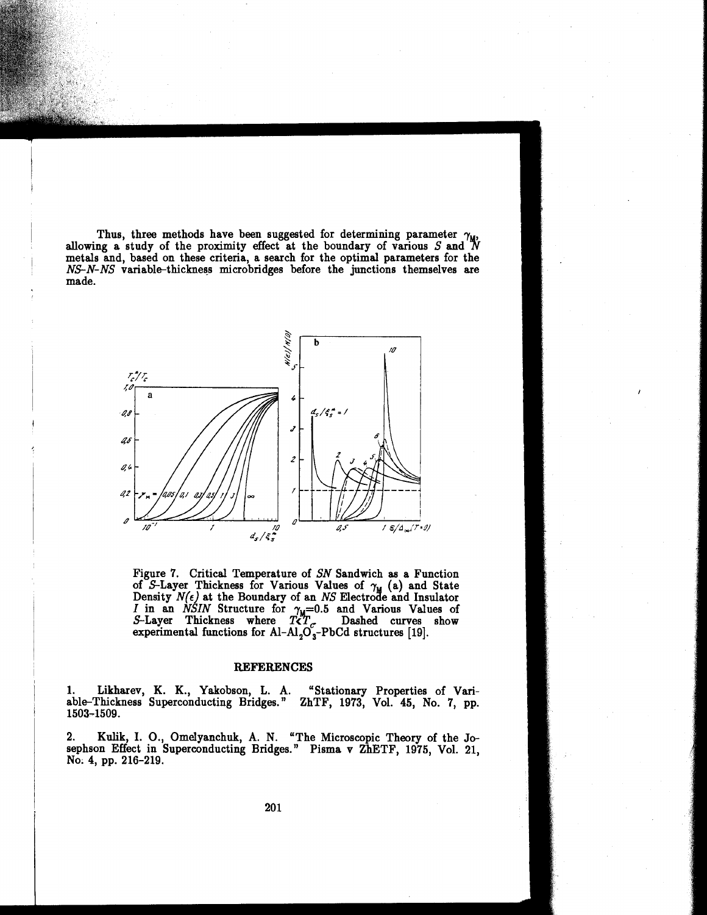Thus, three methods have been suggested for determining parameter $\gamma_M$, allowing a study of the proximity effect at the boundary of various $S$ and $N$ metals and, based on these criteria, a search for the optimal parameters for the *NS-N-NS* variable-thickness microbridges before the junctions themselves are made.

Figure 7. Critical Temperature of *SN* Sandwich as a Function of *S*-Layer Thickness for Various Values of $\gamma_M$ (a) and State Density $N(\epsilon)$ at the Boundary of an *NS* Electrode and Insulator *I* in an *NSIN* Structure for $\gamma_M$=0.5 and Various Values of *S*-Layer Thickness where $T \ll T_c$. Dashed curves show experimental functions for Al-$Al_2O_3$-PbCd structures [19].

## REFERENCES

1. Likharev, K. K., Yakobson, L. A. "Stationary Properties of Variable-Thickness Superconducting Bridges." ZhTF, 1973, Vol. 45, No. 7, pp. 1503-1509.

2. Kulik, I. O., Omelyanchuk, A. N. "The Microscopic Theory of the Josephson Effect in Superconducting Bridges." Pisma v ZhETF, 1975, Vol. 21, No. 4, pp. 216-219.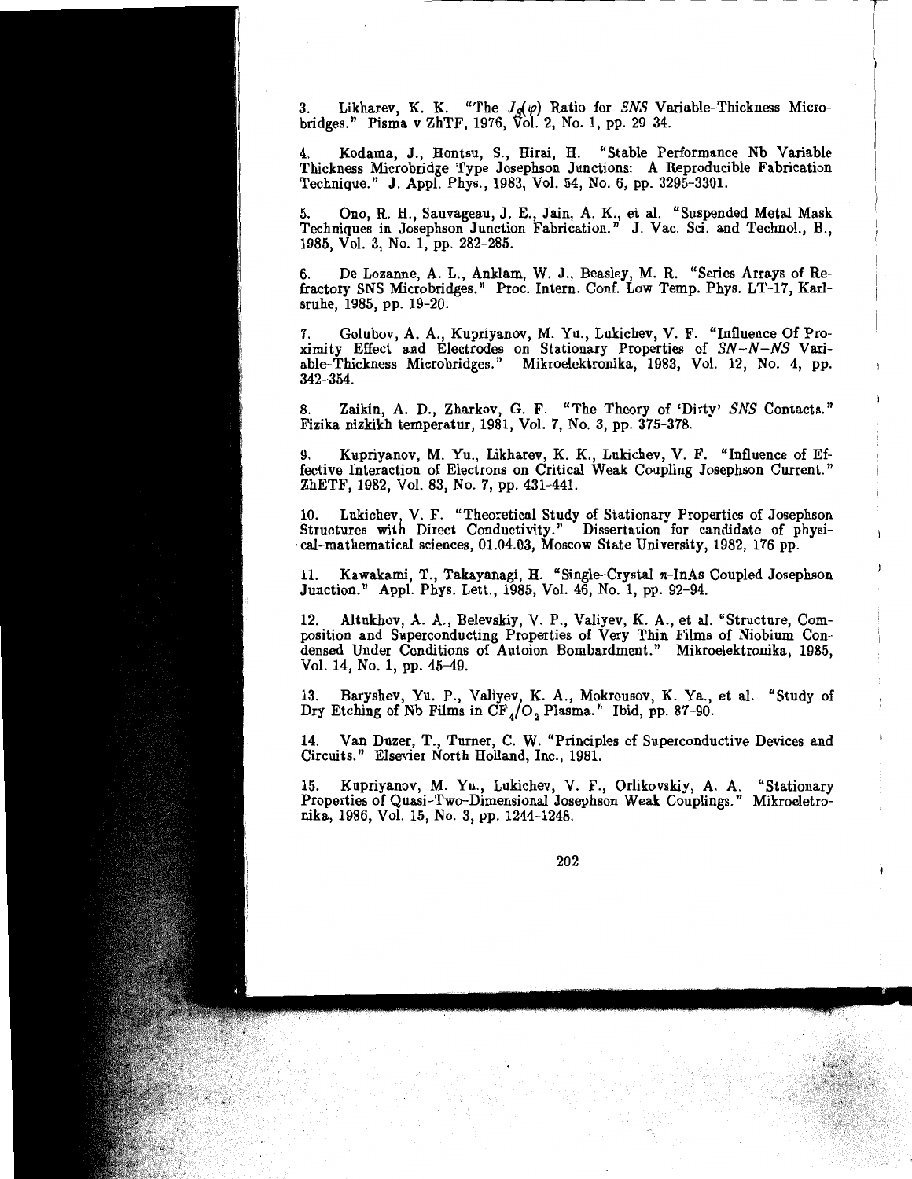3. Likharev, K. K. "The $J_s(\varphi)$ Ratio for *SNS* Variable-Thickness Microbridges." Pisma v ZhTF, 1976, Vol. 2, No. 1, pp. 29-34.

4. Kodama, J., Hontsu, S., Hirai, H. "Stable Performance Nb Variable Thickness Microbridge Type Josephson Junctions: A Reproducible Fabrication Technique." J. Appl. Phys., 1983, Vol. 54, No. 6, pp. 3295-3301.

5. Ono, R. H., Sauvageau, J. E., Jain, A. K., et al. "Suspended Metal Mask Techniques in Josephson Junction Fabrication." J. Vac. Sci. and Technol., B., 1985, Vol. 3, No. 1, pp. 282-285.

6. De Lozanne, A. L., Anklam, W. J., Beasley, M. R. "Series Arrays of Refractory SNS Microbridges." Proc. Intern. Conf. Low Temp. Phys. LT-17, Karlsruhe, 1985, pp. 19-20.

7. Golubov, A. A., Kupriyanov, M. Yu., Lukichev, V. F. "Influence Of Proximity Effect and Electrodes on Stationary Properties of *SN–N–NS* Variable-Thickness Microbridges." Mikroelektronika, 1983, Vol. 12, No. 4, pp. 342-354.

8. Zaikin, A. D., Zharkov, G. F. "The Theory of 'Dirty' *SNS* Contacts." Fizika nizkikh temperatur, 1981, Vol. 7, No. 3, pp. 375-378.

9. Kupriyanov, M. Yu., Likharev, K. K., Lukichev, V. F. "Influence of Effective Interaction of Electrons on Critical Weak Coupling Josephson Current." ZhETF, 1982, Vol. 83, No. 7, pp. 431-441.

10. Lukichev, V. F. "Theoretical Study of Stationary Properties of Josephson Structures with Direct Conductivity." Dissertation for candidate of physical-mathematical sciences, 01.04.03, Moscow State University, 1982, 176 pp.

11. Kawakami, T., Takayanagi, H. "Single-Crystal *n*-InAs Coupled Josephson Junction." Appl. Phys. Lett., 1985, Vol. 46, No. 1, pp. 92-94.

12. Altukhov, A. A., Belevskiy, V. P., Valiyev, K. A., et al. "Structure, Composition and Superconducting Properties of Very Thin Films of Niobium Condensed Under Conditions of Autoion Bombardment." Mikroelektronika, 1985, Vol. 14, No. 1, pp. 45-49.

13. Baryshev, Yu. P., Valiyev, K. A., Mokrousov, K. Ya., et al. "Study of Dry Etching of Nb Films in $CF_4/O_2$ Plasma." Ibid, pp. 87-90.

14. Van Duzer, T., Turner, C. W. "Principles of Superconductive Devices and Circuits." Elsevier North Holland, Inc., 1981.

15. Kupriyanov, M. Yu., Lukichev, V. F., Orlikovskiy, A. A. "Stationary Properties of Quasi-Two-Dimensional Josephson Weak Couplings." Mikroeletronika, 1986, Vol. 15, No. 3, pp. 1244-1248.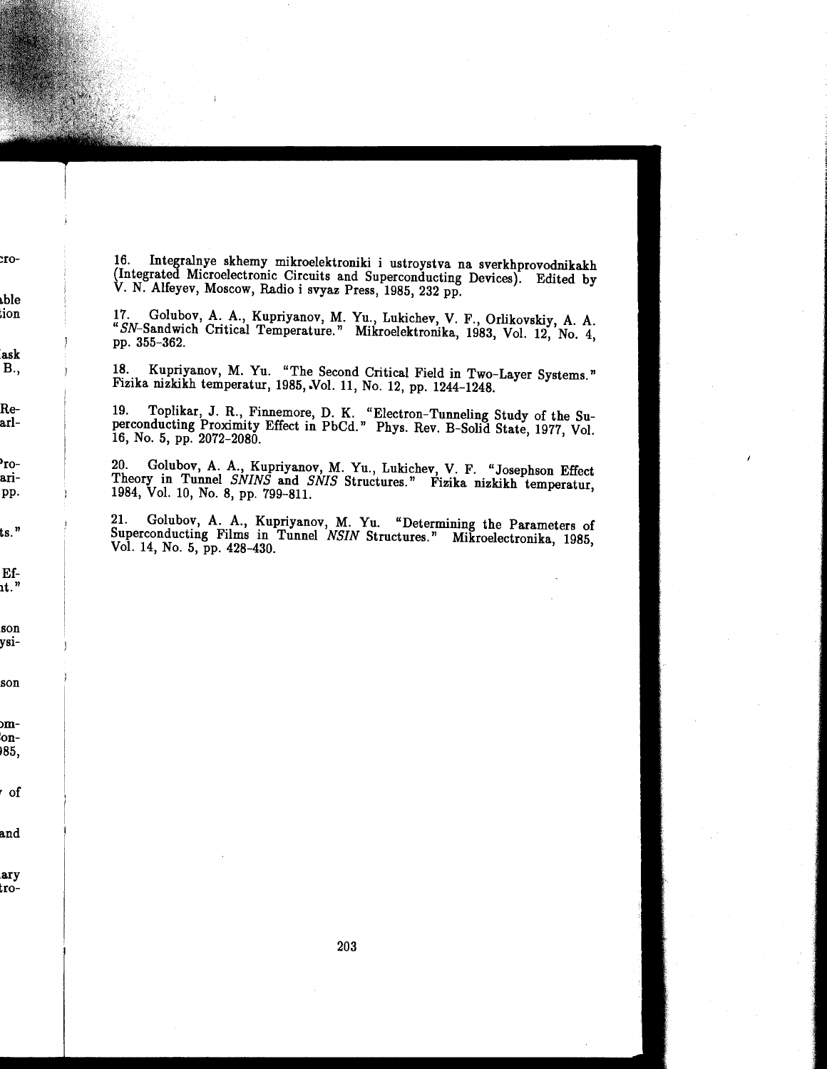16. Integralnye skhemy mikroelektroniki i ustroystva na sverkhprovodnikakh (Integrated Microelectronic Circuits and Superconducting Devices). Edited by V. N. Alfeyev, Moscow, Radio i svyaz Press, 1985, 232 pp.

17. Golubov, A. A., Kupriyanov, M. Yu., Lukichev, V. F., Orlikovskiy, A. A. "*SN*-Sandwich Critical Temperature." Mikroelektronika, 1983, Vol. 12, No. 4, pp. 355-362.

18. Kupriyanov, M. Yu. "The Second Critical Field in Two-Layer Systems." Fizika nizkikh temperatur, 1985, Vol. 11, No. 12, pp. 1244-1248.

19. Toplikar, J. R., Finnemore, D. K. "Electron-Tunneling Study of the Superconducting Proximity Effect in PbCd." Phys. Rev. B-Solid State, 1977, Vol. 16, No. 5, pp. 2072-2080.

20. Golubov, A. A., Kupriyanov, M. Yu., Lukichev, V. F. "Josephson Effect Theory in Tunnel *SNINS* and *SNIS* Structures." Fizika nizkikh temperatur, 1984, Vol. 10, No. 8, pp. 799-811.

21. Golubov, A. A., Kupriyanov, M. Yu. "Determining the Parameters of Superconducting Films in Tunnel *NSIN* Structures." Mikroelectronika, 1985, Vol. 14, No. 5, pp. 428-430.